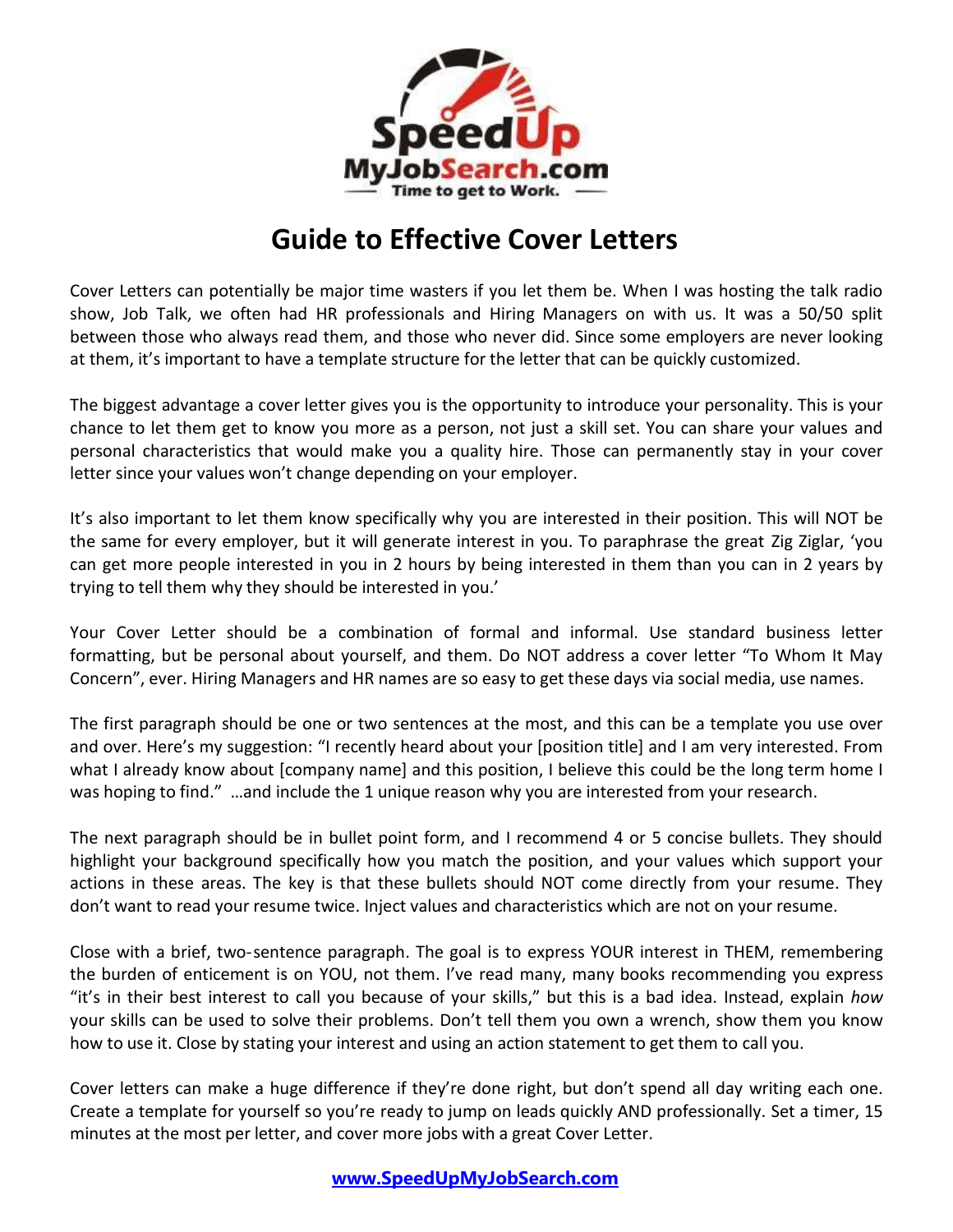SpeedUp MyJobSearch.com — Time to get to Work.

# Guide to Effective Cover Letters

Cover Letters can potentially be major time wasters if you let them be. When I was hosting the talk radio show, Job Talk, we often had HR professionals and Hiring Managers on with us. It was a 50/50 split between those who always read them, and those who never did. Since some employers are never looking at them, it's important to have a template structure for the letter that can be quickly customized.

The biggest advantage a cover letter gives you is the opportunity to introduce your personality. This is your chance to let them get to know you more as a person, not just a skill set. You can share your values and personal characteristics that would make you a quality hire. Those can permanently stay in your cover letter since your values won't change depending on your employer.

It's also important to let them know specifically why you are interested in their position. This will NOT be the same for every employer, but it will generate interest in you. To paraphrase the great Zig Ziglar, 'you can get more people interested in you in 2 hours by being interested in them than you can in 2 years by trying to tell them why they should be interested in you.'

Your Cover Letter should be a combination of formal and informal. Use standard business letter formatting, but be personal about yourself, and them. Do NOT address a cover letter "To Whom It May Concern", ever. Hiring Managers and HR names are so easy to get these days via social media, use names.

The first paragraph should be one or two sentences at the most, and this can be a template you use over and over. Here's my suggestion: "I recently heard about your [position title] and I am very interested. From what I already know about [company name] and this position, I believe this could be the long term home I was hoping to find." …and include the 1 unique reason why you are interested from your research.

The next paragraph should be in bullet point form, and I recommend 4 or 5 concise bullets. They should highlight your background specifically how you match the position, and your values which support your actions in these areas. The key is that these bullets should NOT come directly from your resume. They don't want to read your resume twice. Inject values and characteristics which are not on your resume.

Close with a brief, two-sentence paragraph. The goal is to express YOUR interest in THEM, remembering the burden of enticement is on YOU, not them. I've read many, many books recommending you express "it's in their best interest to call you because of your skills," but this is a bad idea. Instead, explain *how* your skills can be used to solve their problems. Don't tell them you own a wrench, show them you know how to use it. Close by stating your interest and using an action statement to get them to call you.

Cover letters can make a huge difference if they're done right, but don't spend all day writing each one. Create a template for yourself so you're ready to jump on leads quickly AND professionally. Set a timer, 15 minutes at the most per letter, and cover more jobs with a great Cover Letter.

**www.SpeedUpMyJobSearch.com**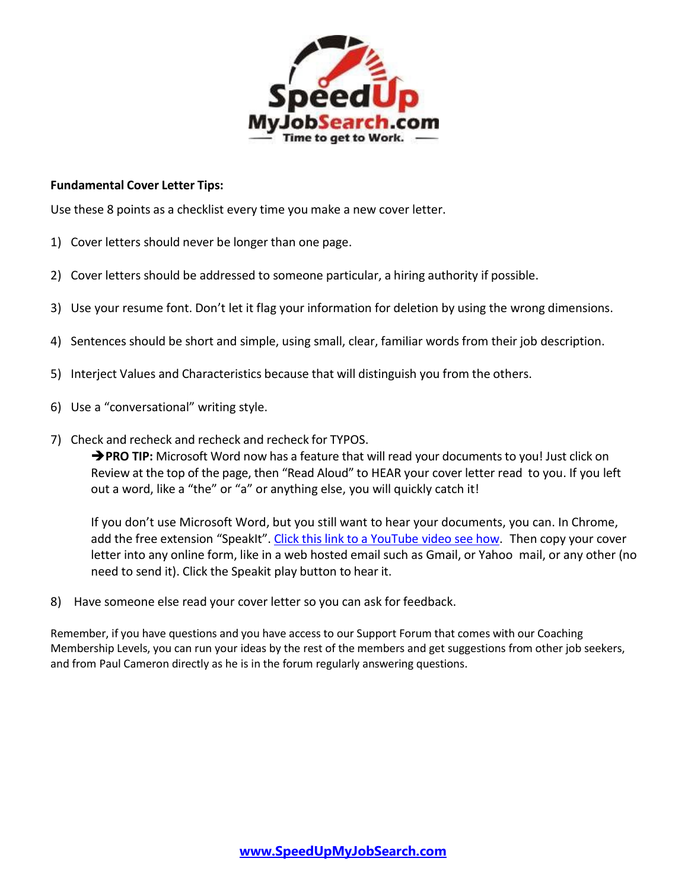**Fundamental Cover Letter Tips:**

Use these 8 points as a checklist every time you make a new cover letter.

1) Cover letters should never be longer than one page.

2) Cover letters should be addressed to someone particular, a hiring authority if possible.

3) Use your resume font. Don't let it flag your information for deletion by using the wrong dimensions.

4) Sentences should be short and simple, using small, clear, familiar words from their job description.

5) Interject Values and Characteristics because that will distinguish you from the others.

6) Use a "conversational" writing style.

7) Check and recheck and recheck and recheck for TYPOS.

   ➔**PRO TIP:** Microsoft Word now has a feature that will read your documents to you! Just click on Review at the top of the page, then "Read Aloud" to HEAR your cover letter read to you. If you left out a word, like a "the" or "a" or anything else, you will quickly catch it!

   If you don't use Microsoft Word, but you still want to hear your documents, you can. In Chrome, add the free extension "SpeakIt". Click this link to a YouTube video see how. Then copy your cover letter into any online form, like in a web hosted email such as Gmail, or Yahoo mail, or any other (no need to send it). Click the Speakit play button to hear it.

8) Have someone else read your cover letter so you can ask for feedback.

Remember, if you have questions and you have access to our Support Forum that comes with our Coaching Membership Levels, you can run your ideas by the rest of the members and get suggestions from other job seekers, and from Paul Cameron directly as he is in the forum regularly answering questions.